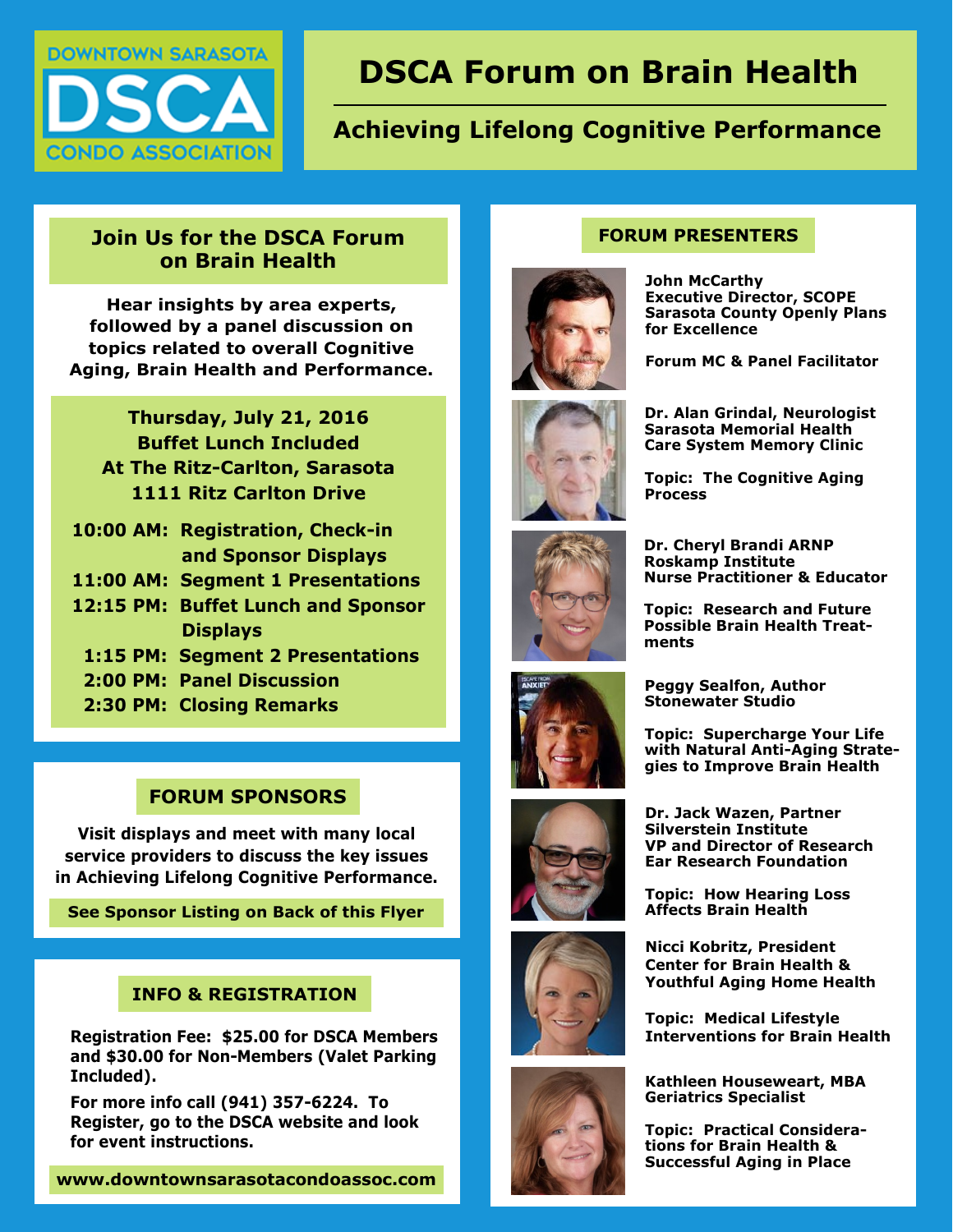DOWNTOWN SARASOTA
DSCA
CONDO ASSOCIATION

# DSCA Forum on Brain Health

## Achieving Lifelong Cognitive Performance

### Join Us for the DSCA Forum on Brain Health

**Hear insights by area experts, followed by a panel discussion on topics related to overall Cognitive Aging, Brain Health and Performance.**

**Thursday, July 21, 2016**
**Buffet Lunch Included**
**At The Ritz-Carlton, Sarasota**
**1111 Ritz Carlton Drive**

- **10:00 AM:** Registration, Check-in and Sponsor Displays
- **11:00 AM:** Segment 1 Presentations
- **12:15 PM:** Buffet Lunch and Sponsor Displays
- **1:15 PM:** Segment 2 Presentations
- **2:00 PM:** Panel Discussion
- **2:30 PM:** Closing Remarks

### FORUM SPONSORS

**Visit displays and meet with many local service providers to discuss the key issues in Achieving Lifelong Cognitive Performance.**

**See Sponsor Listing on Back of this Flyer**

### INFO & REGISTRATION

**Registration Fee: $25.00 for DSCA Members and $30.00 for Non-Members (Valet Parking Included).**

**For more info call (941) 357-6224. To Register, go to the DSCA website and look for event instructions.**

**www.downtownsarasotacondoassoc.com**

### FORUM PRESENTERS

**John McCarthy**
**Executive Director, SCOPE**
**Sarasota County Openly Plans for Excellence**

**Forum MC & Panel Facilitator**

**Dr. Alan Grindal, Neurologist**
**Sarasota Memorial Health Care System Memory Clinic**

**Topic: The Cognitive Aging Process**

**Dr. Cheryl Brandi ARNP**
**Roskamp Institute**
**Nurse Practitioner & Educator**

**Topic: Research and Future Possible Brain Health Treatments**

**Peggy Sealfon, Author**
**Stonewater Studio**

**Topic: Supercharge Your Life with Natural Anti-Aging Strategies to Improve Brain Health**

**Dr. Jack Wazen, Partner**
**Silverstein Institute**
**VP and Director of Research**
**Ear Research Foundation**

**Topic: How Hearing Loss Affects Brain Health**

**Nicci Kobritz, President**
**Center for Brain Health & Youthful Aging Home Health**

**Topic: Medical Lifestyle Interventions for Brain Health**

**Kathleen Houseweart, MBA**
**Geriatrics Specialist**

**Topic: Practical Considerations for Brain Health & Successful Aging in Place**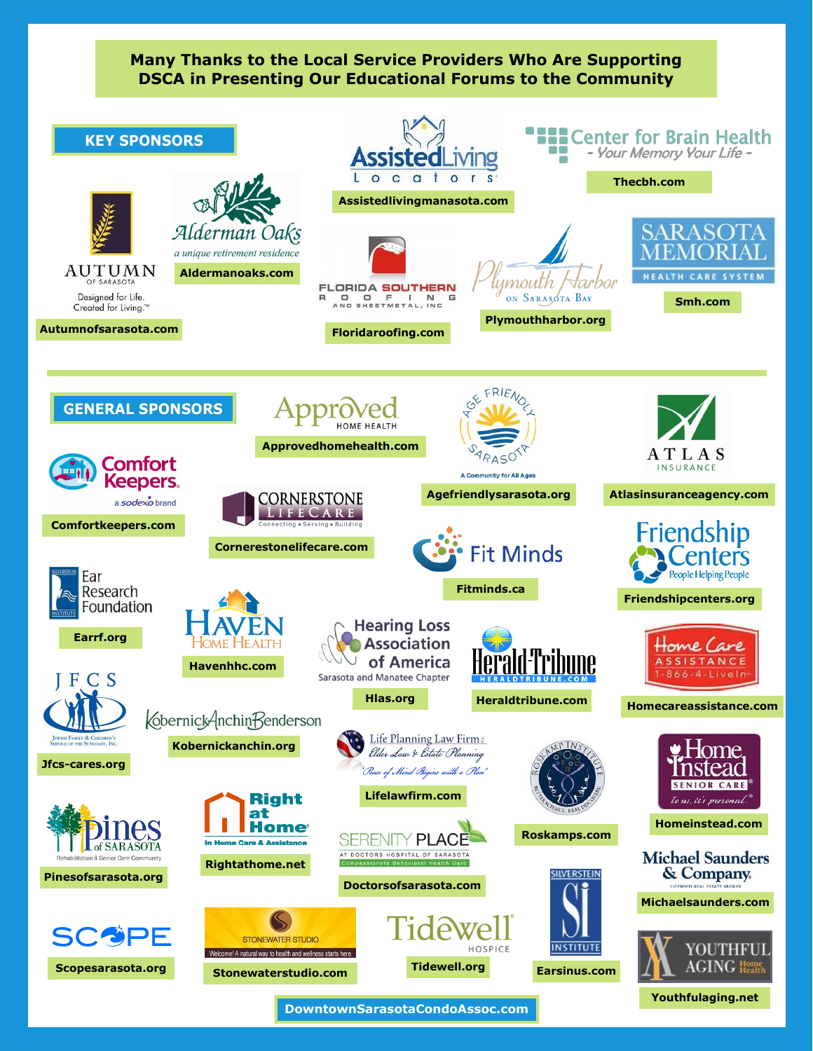**Many Thanks to the Local Service Providers Who Are Supporting DSCA in Presenting Our Educational Forums to the Community**

## KEY SPONSORS

AUTUMN OF SARASOTA
Designed for Life. Created for Living.™
Autumnofsarasota.com

Alderman Oaks
a unique retirement residence
Aldermanoaks.com

Assisted Living Locators
Assistedlivingmanasota.com

Center for Brain Health
- Your Memory Your Life -
Thecbh.com

FLORIDA SOUTHERN ROOFING AND SHEETMETAL, INC
Floridaroofing.com

Plymouth Harbor on Sarasota Bay
Plymouthharbor.org

SARASOTA MEMORIAL HEALTH CARE SYSTEM
Smh.com

## GENERAL SPONSORS

Comfort Keepers
a sodexo brand
Comfortkeepers.com

Approved HOME HEALTH
Approvedhomehealth.com

Age Friendly Sarasota
A Community for All Ages
Agefriendlysarasota.org

ATLAS INSURANCE
Atlasinsuranceagency.com

CORNERSTONE LIFECARE
Connecting • Serving • Building
Cornerstonelifecare.com

Fit Minds
Fitminds.ca

Friendship Centers
People Helping People
Friendshipcenters.org

Silverstein Institute Ear Research Foundation
Earrf.org

HAVEN HOME HEALTH
Havenhhc.com

Hearing Loss Association of America
Sarasota and Manatee Chapter
Hlas.org

Herald-Tribune
HERALDTRIBUNE.COM
Heraldtribune.com

Home Care Assistance
1-866-4-LiveIn
Homecareassistance.com

JFCS
Jewish Family & Children's Service of the Suncoast, Inc.
Jfcs-cares.org

KobernickAnchinBenderson
Kobernickanchin.org

Life Planning Law Firm
Elder Law & Estate Planning
Peace of Mind Begins with a Plan
Lifelawfirm.com

Roskamp Institute
Better Science, Real Discovery
Roskamps.com

Home Instead SENIOR CARE
to us, it's personal.
Homeinstead.com

Pines of Sarasota
Rehabilitation & Senior Care Community
Pinesofsarasota.org

Right at Home
In Home Care & Assistance
Rightathome.net

SERENITY PLACE
AT DOCTORS HOSPITAL OF SARASOTA
Compassionate Behavioral Health Care
Doctorsofsarasota.com

Michael Saunders & Company
LICENSED REAL ESTATE BROKER
Michaelsaunders.com

SCOPE
Scopesarasota.org

STONEWATER STUDIO
Welcome! A natural way to health and wellness starts here.
Stonewaterstudio.com

Tidewell HOSPICE
Tidewell.org

SILVERSTEIN INSTITUTE
Earsinus.com

YOUTHFUL AGING Home Health
Youthfulaging.net

DowntownSarasotaCondoAssoc.com